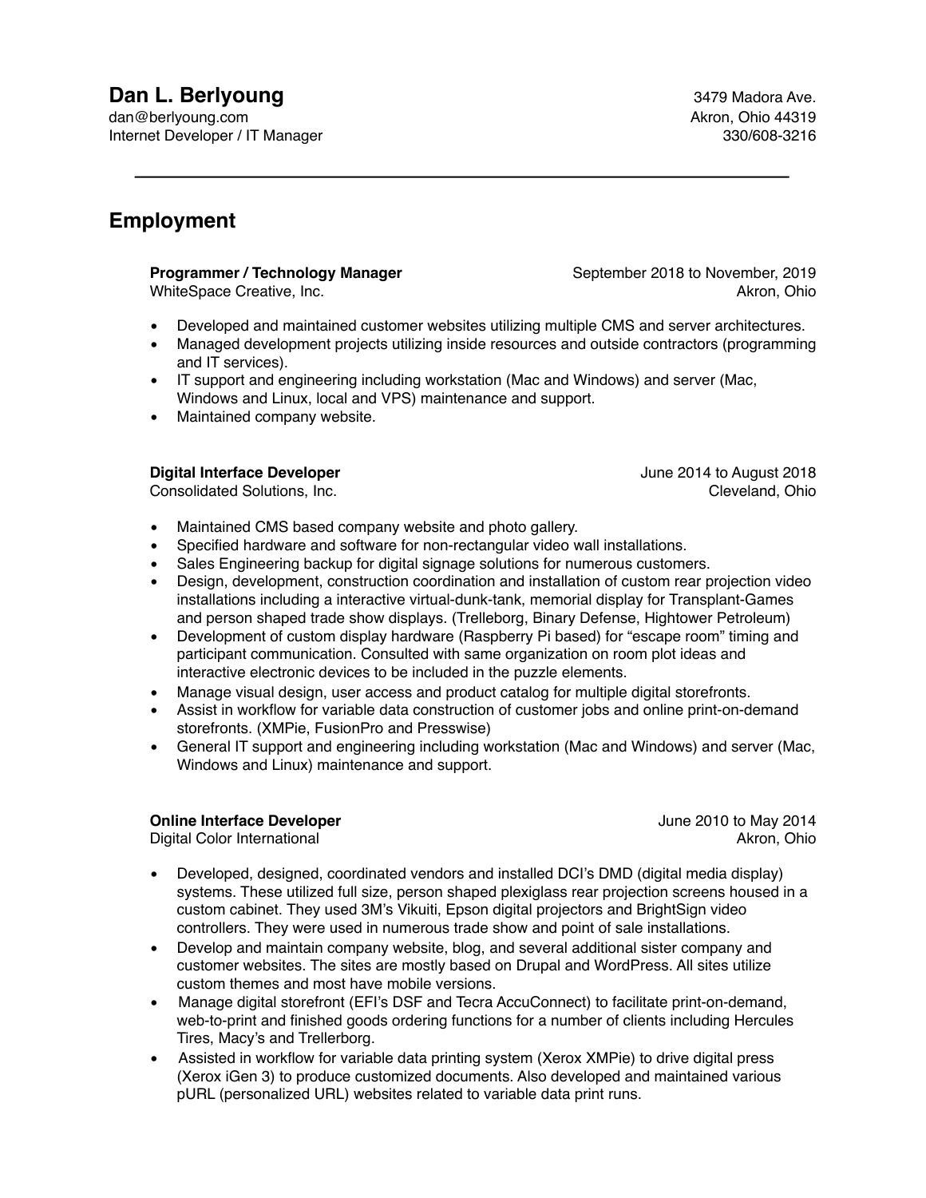# Dan L. Berlyoung

dan@berlyoung.com
Internet Developer / IT Manager

3479 Madora Ave.
Akron, Ohio 44319
330/608-3216

---

## Employment

**Programmer / Technology Manager** — September 2018 to November, 2019
WhiteSpace Creative, Inc. — Akron, Ohio

- Developed and maintained customer websites utilizing multiple CMS and server architectures.
- Managed development projects utilizing inside resources and outside contractors (programming and IT services).
- IT support and engineering including workstation (Mac and Windows) and server (Mac, Windows and Linux, local and VPS) maintenance and support.
- Maintained company website.

**Digital Interface Developer** — June 2014 to August 2018
Consolidated Solutions, Inc. — Cleveland, Ohio

- Maintained CMS based company website and photo gallery.
- Specified hardware and software for non-rectangular video wall installations.
- Sales Engineering backup for digital signage solutions for numerous customers.
- Design, development, construction coordination and installation of custom rear projection video installations including a interactive virtual-dunk-tank, memorial display for Transplant-Games and person shaped trade show displays. (Trelleborg, Binary Defense, Hightower Petroleum)
- Development of custom display hardware (Raspberry Pi based) for "escape room" timing and participant communication. Consulted with same organization on room plot ideas and interactive electronic devices to be included in the puzzle elements.
- Manage visual design, user access and product catalog for multiple digital storefronts.
- Assist in workflow for variable data construction of customer jobs and online print-on-demand storefronts. (XMPie, FusionPro and Presswise)
- General IT support and engineering including workstation (Mac and Windows) and server (Mac, Windows and Linux) maintenance and support.

**Online Interface Developer** — June 2010 to May 2014
Digital Color International — Akron, Ohio

- Developed, designed, coordinated vendors and installed DCI's DMD (digital media display) systems. These utilized full size, person shaped plexiglass rear projection screens housed in a custom cabinet. They used 3M's Vikuiti, Epson digital projectors and BrightSign video controllers. They were used in numerous trade show and point of sale installations.
- Develop and maintain company website, blog, and several additional sister company and customer websites. The sites are mostly based on Drupal and WordPress. All sites utilize custom themes and most have mobile versions.
- Manage digital storefront (EFI's DSF and Tecra AccuConnect) to facilitate print-on-demand, web-to-print and finished goods ordering functions for a number of clients including Hercules Tires, Macy's and Trellerborg.
- Assisted in workflow for variable data printing system (Xerox XMPie) to drive digital press (Xerox iGen 3) to produce customized documents. Also developed and maintained various pURL (personalized URL) websites related to variable data print runs.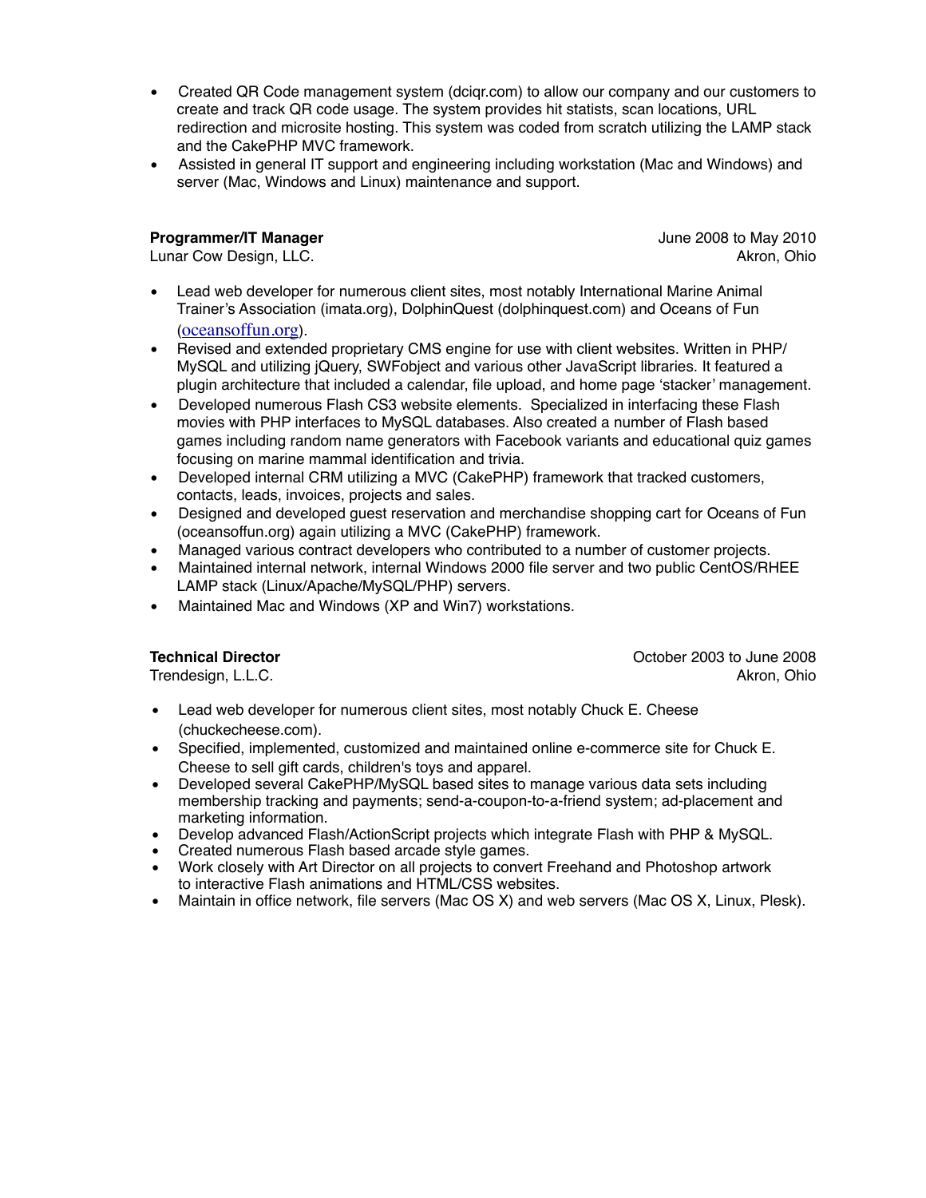- Created QR Code management system (dciqr.com) to allow our company and our customers to create and track QR code usage. The system provides hit statists, scan locations, URL redirection and microsite hosting. This system was coded from scratch utilizing the LAMP stack and the CakePHP MVC framework.
- Assisted in general IT support and engineering including workstation (Mac and Windows) and server (Mac, Windows and Linux) maintenance and support.

**Programmer/IT Manager** — June 2008 to May 2010
Lunar Cow Design, LLC. — Akron, Ohio

- Lead web developer for numerous client sites, most notably International Marine Animal Trainer's Association (imata.org), DolphinQuest (dolphinquest.com) and Oceans of Fun (oceansoffun.org).
- Revised and extended proprietary CMS engine for use with client websites. Written in PHP/ MySQL and utilizing jQuery, SWFobject and various other JavaScript libraries. It featured a plugin architecture that included a calendar, file upload, and home page 'stacker' management.
- Developed numerous Flash CS3 website elements. Specialized in interfacing these Flash movies with PHP interfaces to MySQL databases. Also created a number of Flash based games including random name generators with Facebook variants and educational quiz games focusing on marine mammal identification and trivia.
- Developed internal CRM utilizing a MVC (CakePHP) framework that tracked customers, contacts, leads, invoices, projects and sales.
- Designed and developed guest reservation and merchandise shopping cart for Oceans of Fun (oceansoffun.org) again utilizing a MVC (CakePHP) framework.
- Managed various contract developers who contributed to a number of customer projects.
- Maintained internal network, internal Windows 2000 file server and two public CentOS/RHEE LAMP stack (Linux/Apache/MySQL/PHP) servers.
- Maintained Mac and Windows (XP and Win7) workstations.

**Technical Director** — October 2003 to June 2008
Trendesign, L.L.C. — Akron, Ohio

- Lead web developer for numerous client sites, most notably Chuck E. Cheese (chuckecheese.com).
- Specified, implemented, customized and maintained online e-commerce site for Chuck E. Cheese to sell gift cards, children's toys and apparel.
- Developed several CakePHP/MySQL based sites to manage various data sets including membership tracking and payments; send-a-coupon-to-a-friend system; ad-placement and marketing information.
- Develop advanced Flash/ActionScript projects which integrate Flash with PHP & MySQL.
- Created numerous Flash based arcade style games.
- Work closely with Art Director on all projects to convert Freehand and Photoshop artwork to interactive Flash animations and HTML/CSS websites.
- Maintain in office network, file servers (Mac OS X) and web servers (Mac OS X, Linux, Plesk).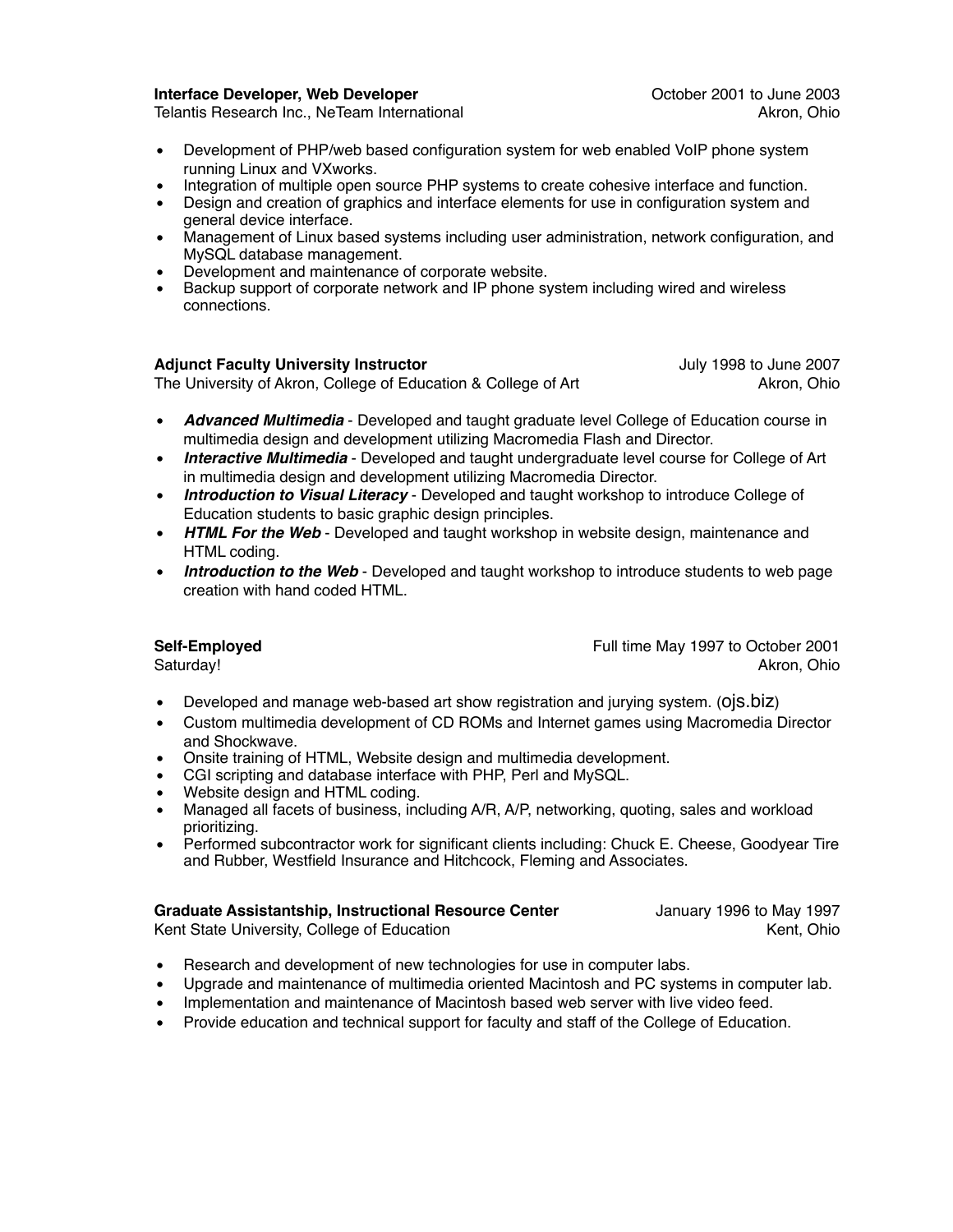**Interface Developer, Web Developer** October 2001 to June 2003
Telantis Research Inc., NeTeam International Akron, Ohio

- Development of PHP/web based configuration system for web enabled VoIP phone system running Linux and VXworks.
- Integration of multiple open source PHP systems to create cohesive interface and function.
- Design and creation of graphics and interface elements for use in configuration system and general device interface.
- Management of Linux based systems including user administration, network configuration, and MySQL database management.
- Development and maintenance of corporate website.
- Backup support of corporate network and IP phone system including wired and wireless connections.

**Adjunct Faculty University Instructor** July 1998 to June 2007
The University of Akron, College of Education & College of Art Akron, Ohio

- ***Advanced Multimedia*** - Developed and taught graduate level College of Education course in multimedia design and development utilizing Macromedia Flash and Director.
- ***Interactive Multimedia*** - Developed and taught undergraduate level course for College of Art in multimedia design and development utilizing Macromedia Director.
- ***Introduction to Visual Literacy*** - Developed and taught workshop to introduce College of Education students to basic graphic design principles.
- ***HTML For the Web*** - Developed and taught workshop in website design, maintenance and HTML coding.
- ***Introduction to the Web*** - Developed and taught workshop to introduce students to web page creation with hand coded HTML.

**Self-Employed** Full time May 1997 to October 2001
Saturday! Akron, Ohio

- Developed and manage web-based art show registration and jurying system. (ojs.biz)
- Custom multimedia development of CD ROMs and Internet games using Macromedia Director and Shockwave.
- Onsite training of HTML, Website design and multimedia development.
- CGI scripting and database interface with PHP, Perl and MySQL.
- Website design and HTML coding.
- Managed all facets of business, including A/R, A/P, networking, quoting, sales and workload prioritizing.
- Performed subcontractor work for significant clients including: Chuck E. Cheese, Goodyear Tire and Rubber, Westfield Insurance and Hitchcock, Fleming and Associates.

**Graduate Assistantship, Instructional Resource Center** January 1996 to May 1997
Kent State University, College of Education Kent, Ohio

- Research and development of new technologies for use in computer labs.
- Upgrade and maintenance of multimedia oriented Macintosh and PC systems in computer lab.
- Implementation and maintenance of Macintosh based web server with live video feed.
- Provide education and technical support for faculty and staff of the College of Education.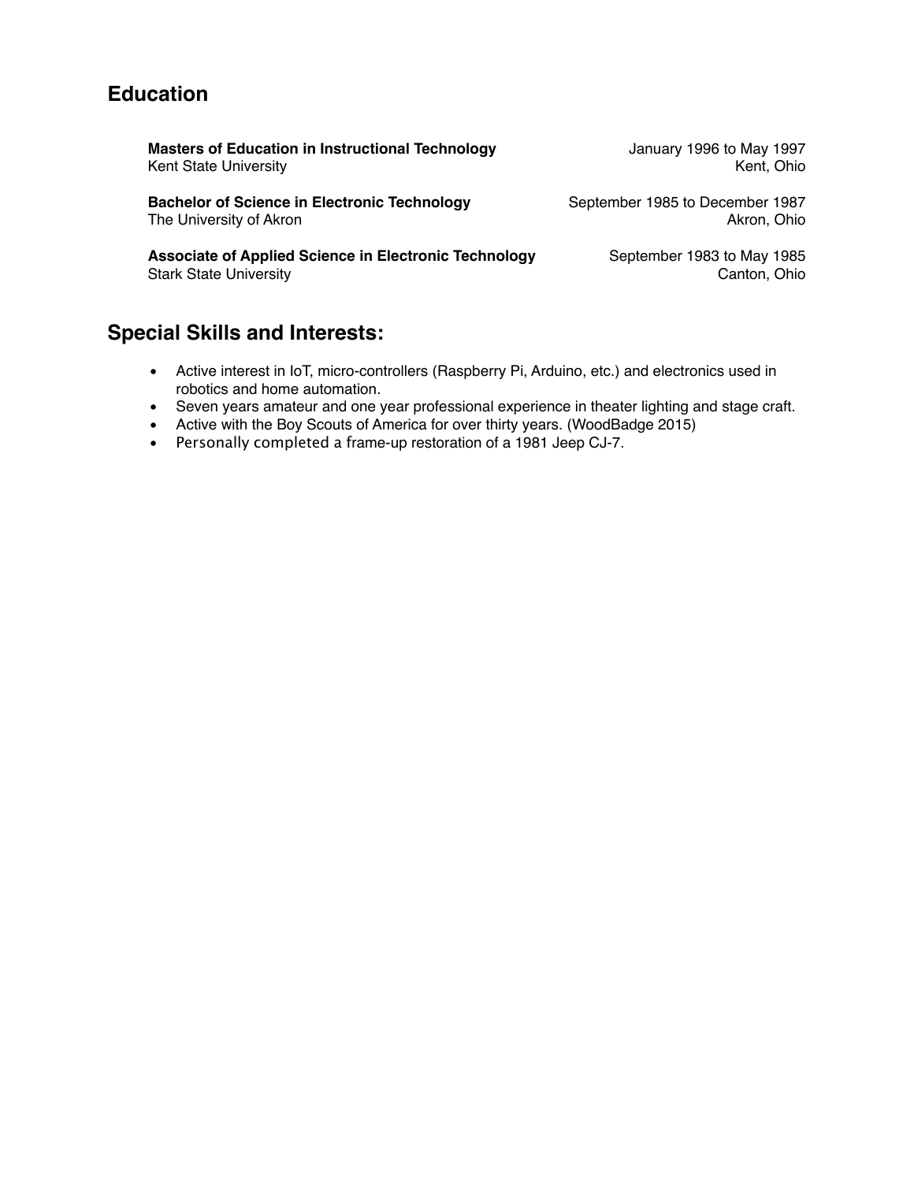## Education

**Masters of Education in Instructional Technology** — January 1996 to May 1997
Kent State University — Kent, Ohio

**Bachelor of Science in Electronic Technology** — September 1985 to December 1987
The University of Akron — Akron, Ohio

**Associate of Applied Science in Electronic Technology** — September 1983 to May 1985
Stark State University — Canton, Ohio

## Special Skills and Interests:

- Active interest in IoT, micro-controllers (Raspberry Pi, Arduino, etc.) and electronics used in robotics and home automation.
- Seven years amateur and one year professional experience in theater lighting and stage craft.
- Active with the Boy Scouts of America for over thirty years. (WoodBadge 2015)
- Personally completed a frame-up restoration of a 1981 Jeep CJ-7.